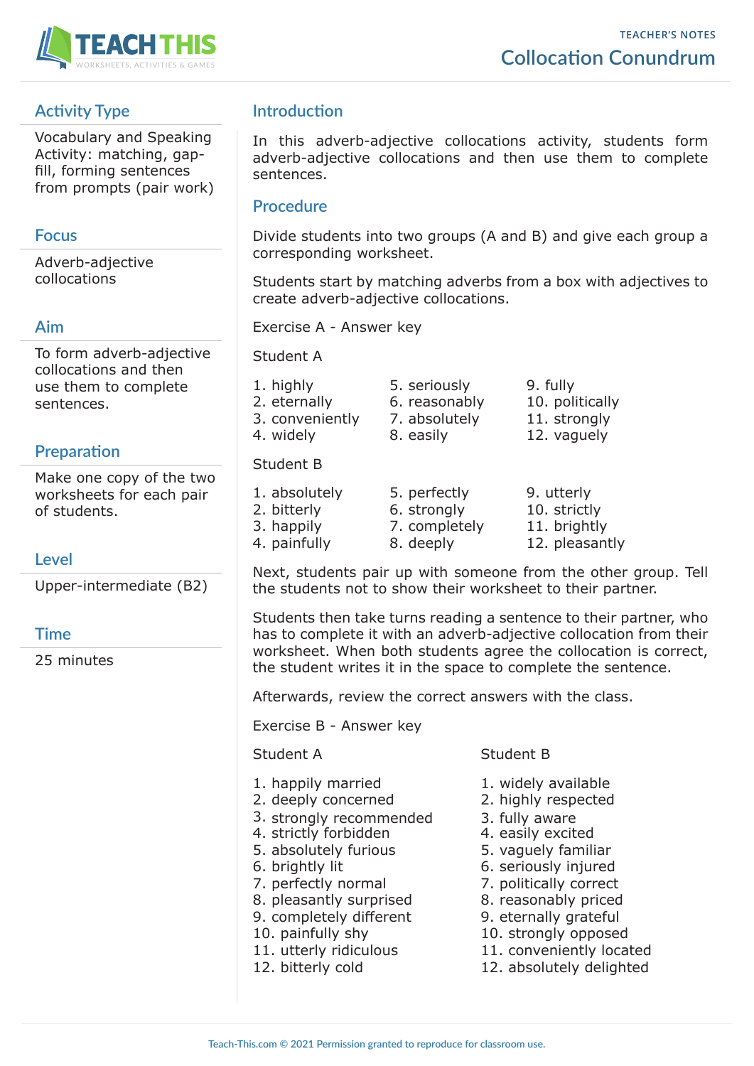# Collocation Conundrum

TEACHER'S NOTES

## Activity Type

Vocabulary and Speaking Activity: matching, gap-fill, forming sentences from prompts (pair work)

## Focus

Adverb-adjective collocations

## Aim

To form adverb-adjective collocations and then use them to complete sentences.

## Preparation

Make one copy of the two worksheets for each pair of students.

## Level

Upper-intermediate (B2)

## Time

25 minutes

## Introduction

In this adverb-adjective collocations activity, students form adverb-adjective collocations and then use them to complete sentences.

## Procedure

Divide students into two groups (A and B) and give each group a corresponding worksheet.

Students start by matching adverbs from a box with adjectives to create adverb-adjective collocations.

Exercise A - Answer key

Student A

1. highly
2. eternally
3. conveniently
4. widely
5. seriously
6. reasonably
7. absolutely
8. easily
9. fully
10. politically
11. strongly
12. vaguely

Student B

1. absolutely
2. bitterly
3. happily
4. painfully
5. perfectly
6. strongly
7. completely
8. deeply
9. utterly
10. strictly
11. brightly
12. pleasantly

Next, students pair up with someone from the other group. Tell the students not to show their worksheet to their partner.

Students then take turns reading a sentence to their partner, who has to complete it with an adverb-adjective collocation from their worksheet. When both students agree the collocation is correct, the student writes it in the space to complete the sentence.

Afterwards, review the correct answers with the class.

Exercise B - Answer key

Student A

1. happily married
2. deeply concerned
3. strongly recommended
4. strictly forbidden
5. absolutely furious
6. brightly lit
7. perfectly normal
8. pleasantly surprised
9. completely different
10. painfully shy
11. utterly ridiculous
12. bitterly cold

Student B

1. widely available
2. highly respected
3. fully aware
4. easily excited
5. vaguely familiar
6. seriously injured
7. politically correct
8. reasonably priced
9. eternally grateful
10. strongly opposed
11. conveniently located
12. absolutely delighted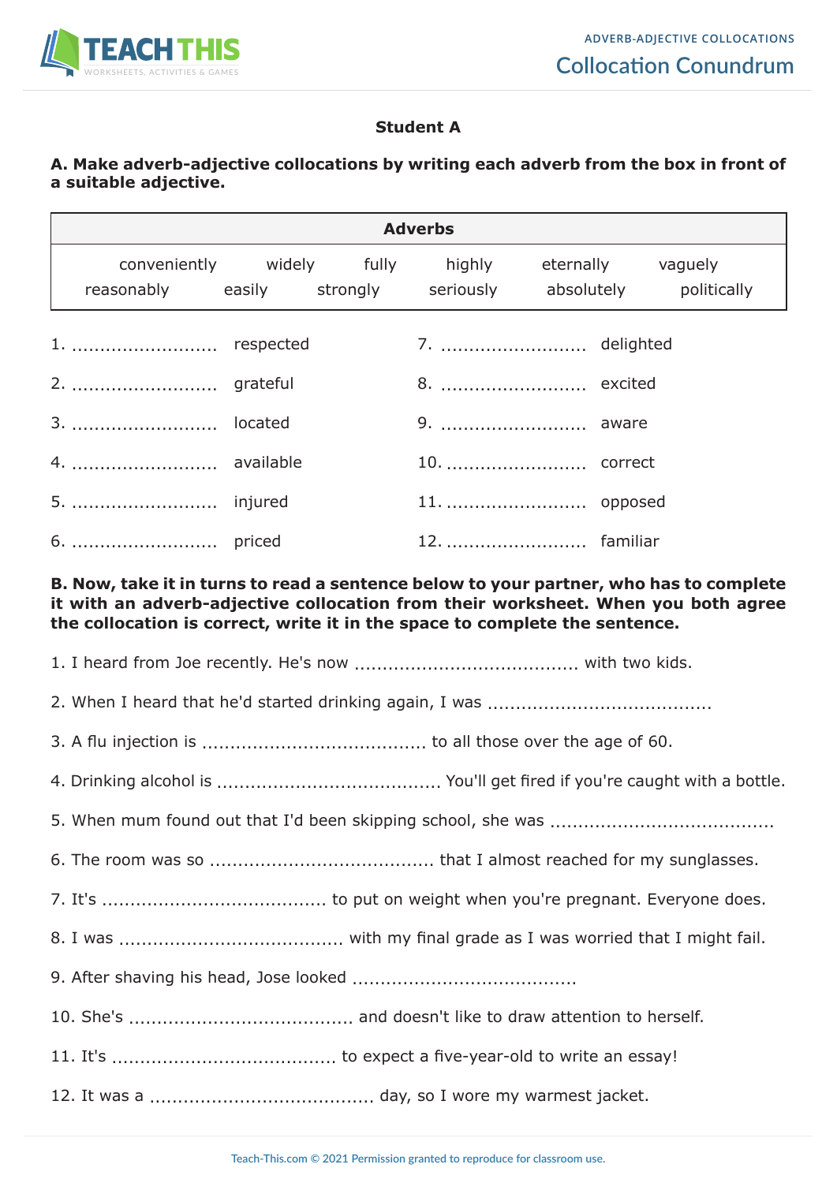### Student A

**A. Make adverb-adjective collocations by writing each adverb from the box in front of a suitable adjective.**

| Adverbs | | | | | |
|---|---|---|---|---|---|
| conveniently | widely | fully | highly | eternally | vaguely |
| reasonably | easily | strongly | seriously | absolutely | politically |

1. .......................... respected
2. .......................... grateful
3. .......................... located
4. .......................... available
5. .......................... injured
6. .......................... priced
7. .......................... delighted
8. .......................... excited
9. .......................... aware
10. .......................... correct
11. .......................... opposed
12. .......................... familiar

**B. Now, take it in turns to read a sentence below to your partner, who has to complete it with an adverb-adjective collocation from their worksheet. When you both agree the collocation is correct, write it in the space to complete the sentence.**

1. I heard from Joe recently. He's now ....................................... with two kids.
2. When I heard that he'd started drinking again, I was .......................................
3. A flu injection is ....................................... to all those over the age of 60.
4. Drinking alcohol is ....................................... You'll get fired if you're caught with a bottle.
5. When mum found out that I'd been skipping school, she was .......................................
6. The room was so ....................................... that I almost reached for my sunglasses.
7. It's ....................................... to put on weight when you're pregnant. Everyone does.
8. I was ....................................... with my final grade as I was worried that I might fail.
9. After shaving his head, Jose looked .......................................
10. She's ....................................... and doesn't like to draw attention to herself.
11. It's ....................................... to expect a five-year-old to write an essay!
12. It was a ....................................... day, so I wore my warmest jacket.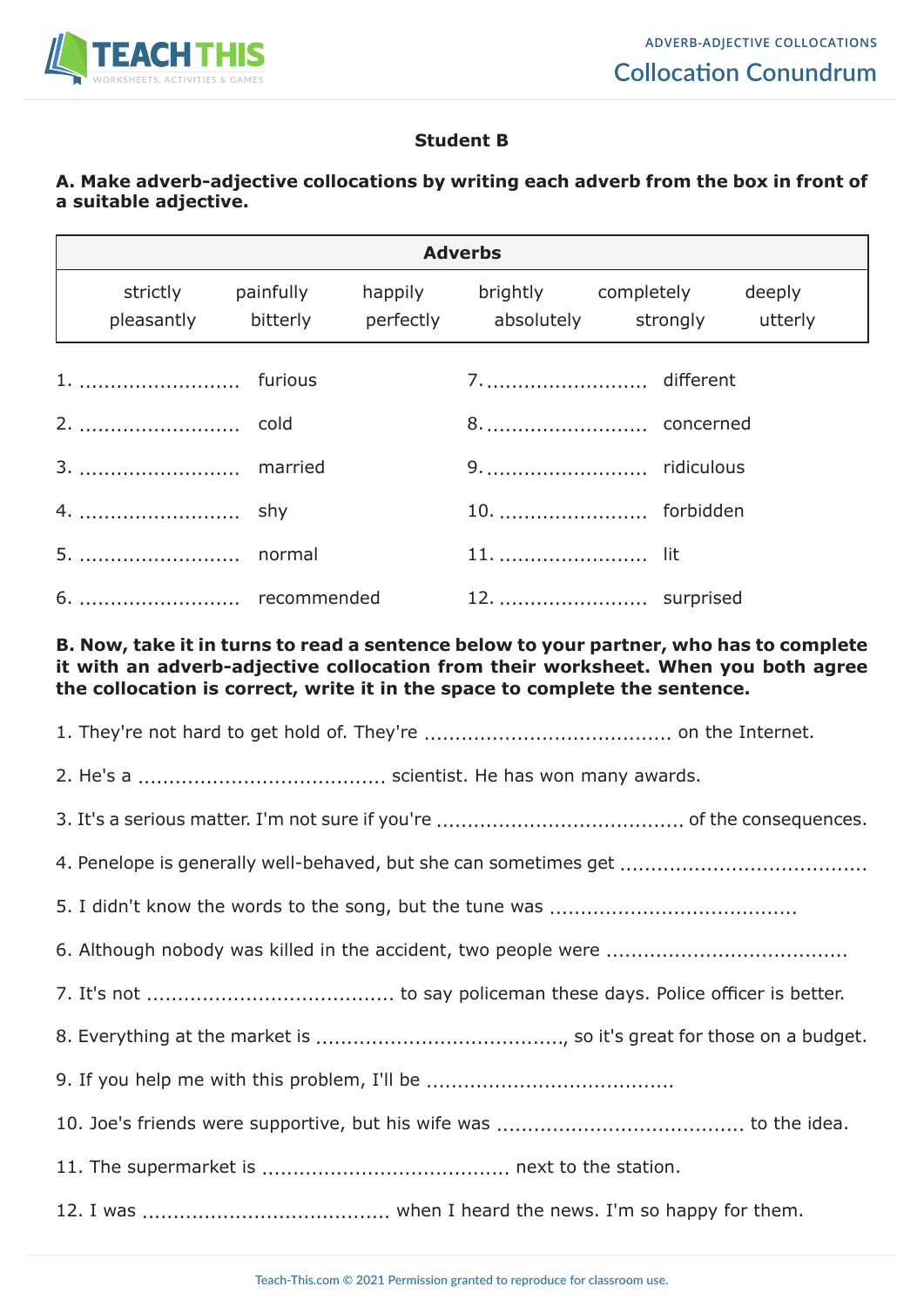**Student B**

**A. Make adverb-adjective collocations by writing each adverb from the box in front of a suitable adjective.**

| Adverbs | | | | | |
|---|---|---|---|---|---|
| strictly | painfully | happily | brightly | completely | deeply |
| pleasantly | bitterly | perfectly | absolutely | strongly | utterly |

| | | | |
|---|---|---|---|
| 1. .......................... | furious | 7. .......................... | different |
| 2. .......................... | cold | 8. .......................... | concerned |
| 3. .......................... | married | 9. .......................... | ridiculous |
| 4. .......................... | shy | 10. ........................ | forbidden |
| 5. .......................... | normal | 11. ........................ | lit |
| 6. .......................... | recommended | 12. ........................ | surprised |

**B. Now, take it in turns to read a sentence below to your partner, who has to complete it with an adverb-adjective collocation from their worksheet. When you both agree the collocation is correct, write it in the space to complete the sentence.**

1. They're not hard to get hold of. They're ....................................... on the Internet.

2. He's a ....................................... scientist. He has won many awards.

3. It's a serious matter. I'm not sure if you're ....................................... of the consequences.

4. Penelope is generally well-behaved, but she can sometimes get .......................................

5. I didn't know the words to the song, but the tune was .......................................

6. Although nobody was killed in the accident, two people were .......................................

7. It's not ....................................... to say policeman these days. Police officer is better.

8. Everything at the market is ......................................., so it's great for those on a budget.

9. If you help me with this problem, I'll be .......................................

10. Joe's friends were supportive, but his wife was ....................................... to the idea.

11. The supermarket is ....................................... next to the station.

12. I was ....................................... when I heard the news. I'm so happy for them.